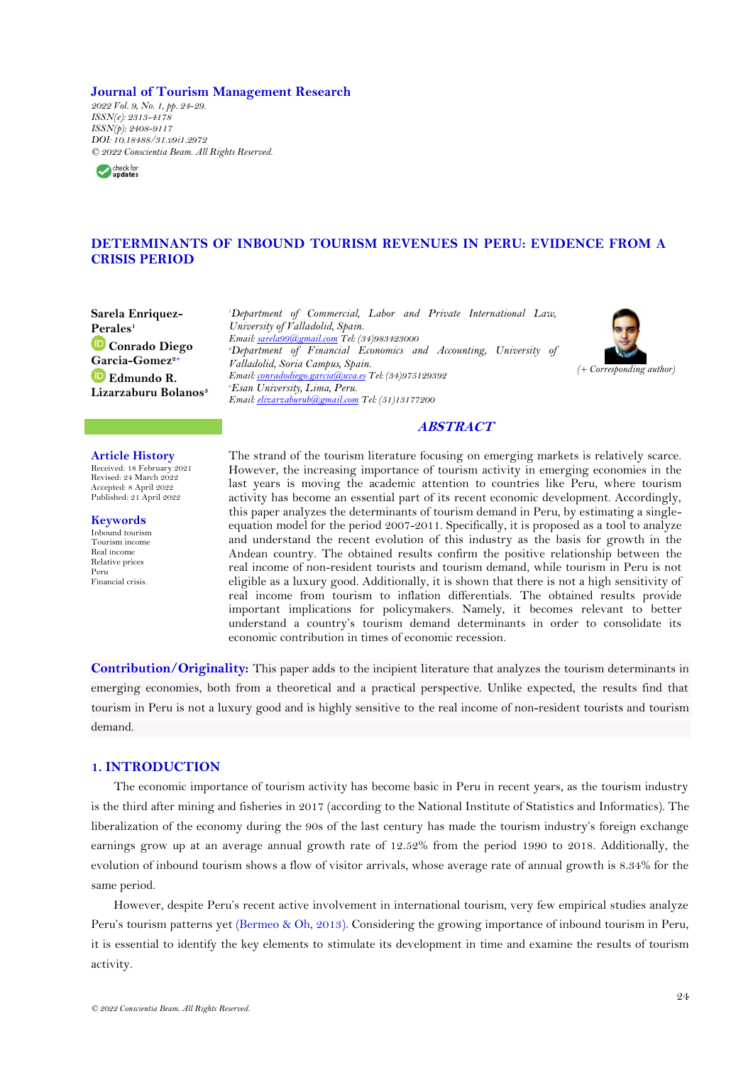**Journal of Tourism Management Research**

*2022 Vol. 9, No. 1, pp. 24-29.*
*ISSN(e): 2313-4178*
*ISSN(p): 2408-9117*
*DOI: 10.18488/31.v9i1.2972*
*© 2022 Conscientia Beam. All Rights Reserved.*

# DETERMINANTS OF INBOUND TOURISM REVENUES IN PERU: EVIDENCE FROM A CRISIS PERIOD

**Sarela Enriquez-Perales**[1]
**Conrado Diego Garcia-Gomez**[2+]
**Edmundo R. Lizarzaburu Bolanos**[3]

[1]*Department of Commercial, Labor and Private International Law, University of Valladolid, Spain.*
*Email: sarela99@gmail.com Tel: (34)983423000*
[2]*Department of Financial Economics and Accounting, University of Valladolid, Soria Campus, Spain.*
*Email: conradodiego.garcia@uva.es Tel: (34)975129392*
[3]*Esan University, Lima, Peru.*
*Email: elizarzaburub@gmail.com Tel: (51)13177200*

*(+ Corresponding author)*

**Article History**
Received: 18 February 2021
Revised: 24 March 2022
Accepted: 8 April 2022
Published: 21 April 2022

**Keywords**
Inbound tourism
Tourism income
Real income
Relative prices
Peru
Financial crisis.

## *ABSTRACT*

The strand of the tourism literature focusing on emerging markets is relatively scarce. However, the increasing importance of tourism activity in emerging economies in the last years is moving the academic attention to countries like Peru, where tourism activity has become an essential part of its recent economic development. Accordingly, this paper analyzes the determinants of tourism demand in Peru, by estimating a single-equation model for the period 2007-2011. Specifically, it is proposed as a tool to analyze and understand the recent evolution of this industry as the basis for growth in the Andean country. The obtained results confirm the positive relationship between the real income of non-resident tourists and tourism demand, while tourism in Peru is not eligible as a luxury good. Additionally, it is shown that there is not a high sensitivity of real income from tourism to inflation differentials. The obtained results provide important implications for policymakers. Namely, it becomes relevant to better understand a country's tourism demand determinants in order to consolidate its economic contribution in times of economic recession.

**Contribution/Originality:** This paper adds to the incipient literature that analyzes the tourism determinants in emerging economies, both from a theoretical and a practical perspective. Unlike expected, the results find that tourism in Peru is not a luxury good and is highly sensitive to the real income of non-resident tourists and tourism demand.

## 1. INTRODUCTION

The economic importance of tourism activity has become basic in Peru in recent years, as the tourism industry is the third after mining and fisheries in 2017 (according to the National Institute of Statistics and Informatics). The liberalization of the economy during the 90s of the last century has made the tourism industry's foreign exchange earnings grow up at an average annual growth rate of 12.52% from the period 1990 to 2018. Additionally, the evolution of inbound tourism shows a flow of visitor arrivals, whose average rate of annual growth is 8.34% for the same period.

However, despite Peru's recent active involvement in international tourism, very few empirical studies analyze Peru's tourism patterns yet (Bermeo & Oh, 2013). Considering the growing importance of inbound tourism in Peru, it is essential to identify the key elements to stimulate its development in time and examine the results of tourism activity.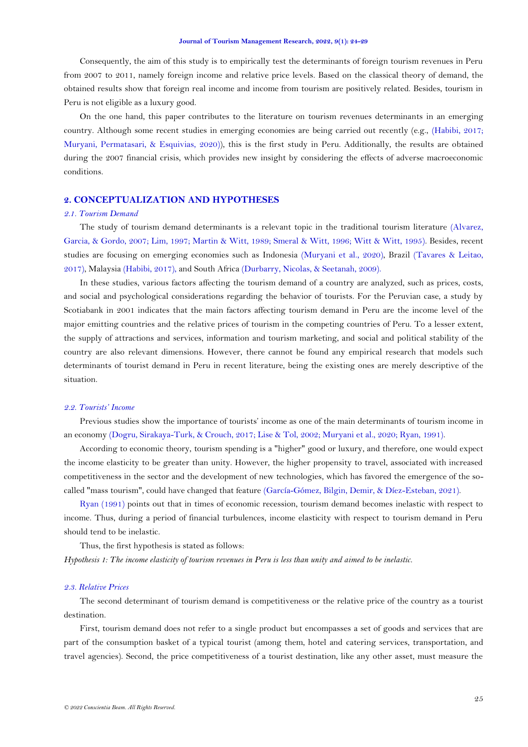Consequently, the aim of this study is to empirically test the determinants of foreign tourism revenues in Peru from 2007 to 2011, namely foreign income and relative price levels. Based on the classical theory of demand, the obtained results show that foreign real income and income from tourism are positively related. Besides, tourism in Peru is not eligible as a luxury good.

On the one hand, this paper contributes to the literature on tourism revenues determinants in an emerging country. Although some recent studies in emerging economies are being carried out recently (e.g., (Habibi, 2017; Muryani, Permatasari, & Esquivias, 2020)), this is the first study in Peru. Additionally, the results are obtained during the 2007 financial crisis, which provides new insight by considering the effects of adverse macroeconomic conditions.

## 2. CONCEPTUALIZATION AND HYPOTHESES

### *2.1. Tourism Demand*

The study of tourism demand determinants is a relevant topic in the traditional tourism literature (Alvarez, Garcia, & Gordo, 2007; Lim, 1997; Martin & Witt, 1989; Smeral & Witt, 1996; Witt & Witt, 1995). Besides, recent studies are focusing on emerging economies such as Indonesia (Muryani et al., 2020), Brazil (Tavares & Leitao, 2017), Malaysia (Habibi, 2017), and South Africa (Durbarry, Nicolas, & Seetanah, 2009).

In these studies, various factors affecting the tourism demand of a country are analyzed, such as prices, costs, and social and psychological considerations regarding the behavior of tourists. For the Peruvian case, a study by Scotiabank in 2001 indicates that the main factors affecting tourism demand in Peru are the income level of the major emitting countries and the relative prices of tourism in the competing countries of Peru. To a lesser extent, the supply of attractions and services, information and tourism marketing, and social and political stability of the country are also relevant dimensions. However, there cannot be found any empirical research that models such determinants of tourist demand in Peru in recent literature, being the existing ones are merely descriptive of the situation.

### *2.2. Tourists' Income*

Previous studies show the importance of tourists' income as one of the main determinants of tourism income in an economy (Dogru, Sirakaya-Turk, & Crouch, 2017; Lise & Tol, 2002; Muryani et al., 2020; Ryan, 1991).

According to economic theory, tourism spending is a "higher" good or luxury, and therefore, one would expect the income elasticity to be greater than unity. However, the higher propensity to travel, associated with increased competitiveness in the sector and the development of new technologies, which has favored the emergence of the so-called "mass tourism", could have changed that feature (García-Gómez, Bilgin, Demir, & Díez-Esteban, 2021).

Ryan (1991) points out that in times of economic recession, tourism demand becomes inelastic with respect to income. Thus, during a period of financial turbulences, income elasticity with respect to tourism demand in Peru should tend to be inelastic.

Thus, the first hypothesis is stated as follows:

*Hypothesis 1: The income elasticity of tourism revenues in Peru is less than unity and aimed to be inelastic.*

### *2.3. Relative Prices*

The second determinant of tourism demand is competitiveness or the relative price of the country as a tourist destination.

First, tourism demand does not refer to a single product but encompasses a set of goods and services that are part of the consumption basket of a typical tourist (among them, hotel and catering services, transportation, and travel agencies). Second, the price competitiveness of a tourist destination, like any other asset, must measure the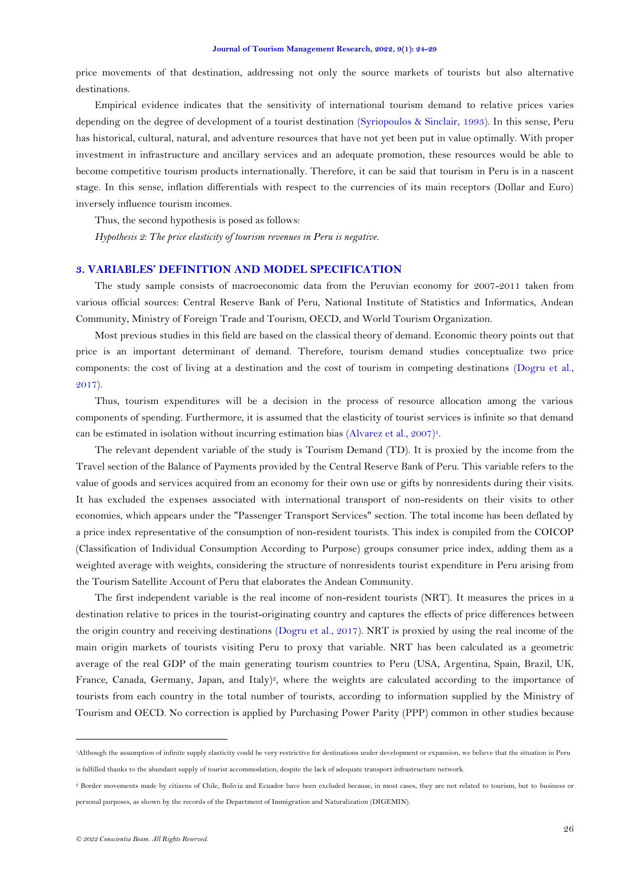price movements of that destination, addressing not only the source markets of tourists but also alternative destinations.

Empirical evidence indicates that the sensitivity of international tourism demand to relative prices varies depending on the degree of development of a tourist destination (Syriopoulos & Sinclair, 1993). In this sense, Peru has historical, cultural, natural, and adventure resources that have not yet been put in value optimally. With proper investment in infrastructure and ancillary services and an adequate promotion, these resources would be able to become competitive tourism products internationally. Therefore, it can be said that tourism in Peru is in a nascent stage. In this sense, inflation differentials with respect to the currencies of its main receptors (Dollar and Euro) inversely influence tourism incomes.

Thus, the second hypothesis is posed as follows:

*Hypothesis 2: The price elasticity of tourism revenues in Peru is negative.*

## 3. VARIABLES' DEFINITION AND MODEL SPECIFICATION

The study sample consists of macroeconomic data from the Peruvian economy for 2007-2011 taken from various official sources: Central Reserve Bank of Peru, National Institute of Statistics and Informatics, Andean Community, Ministry of Foreign Trade and Tourism, OECD, and World Tourism Organization.

Most previous studies in this field are based on the classical theory of demand. Economic theory points out that price is an important determinant of demand. Therefore, tourism demand studies conceptualize two price components: the cost of living at a destination and the cost of tourism in competing destinations (Dogru et al., 2017).

Thus, tourism expenditures will be a decision in the process of resource allocation among the various components of spending. Furthermore, it is assumed that the elasticity of tourist services is infinite so that demand can be estimated in isolation without incurring estimation bias (Alvarez et al., 2007)[1].

The relevant dependent variable of the study is Tourism Demand (TD). It is proxied by the income from the Travel section of the Balance of Payments provided by the Central Reserve Bank of Peru. This variable refers to the value of goods and services acquired from an economy for their own use or gifts by nonresidents during their visits. It has excluded the expenses associated with international transport of non-residents on their visits to other economies, which appears under the "Passenger Transport Services" section. The total income has been deflated by a price index representative of the consumption of non-resident tourists. This index is compiled from the COICOP (Classification of Individual Consumption According to Purpose) groups consumer price index, adding them as a weighted average with weights, considering the structure of nonresidents tourist expenditure in Peru arising from the Tourism Satellite Account of Peru that elaborates the Andean Community.

The first independent variable is the real income of non-resident tourists (NRT). It measures the prices in a destination relative to prices in the tourist-originating country and captures the effects of price differences between the origin country and receiving destinations (Dogru et al., 2017). NRT is proxied by using the real income of the main origin markets of tourists visiting Peru to proxy that variable. NRT has been calculated as a geometric average of the real GDP of the main generating tourism countries to Peru (USA, Argentina, Spain, Brazil, UK, France, Canada, Germany, Japan, and Italy)[2], where the weights are calculated according to the importance of tourists from each country in the total number of tourists, according to information supplied by the Ministry of Tourism and OECD. No correction is applied by Purchasing Power Parity (PPP) common in other studies because

---

[1] Although the assumption of infinite supply elasticity could be very restrictive for destinations under development or expansion, we believe that the situation in Peru is fulfilled thanks to the abundant supply of tourist accommodation, despite the lack of adequate transport infrastructure network.

[2] Border movements made by citizens of Chile, Bolivia and Ecuador have been excluded because, in most cases, they are not related to tourism, but to business or personal purposes, as shown by the records of the Department of Immigration and Naturalization (DIGEMIN).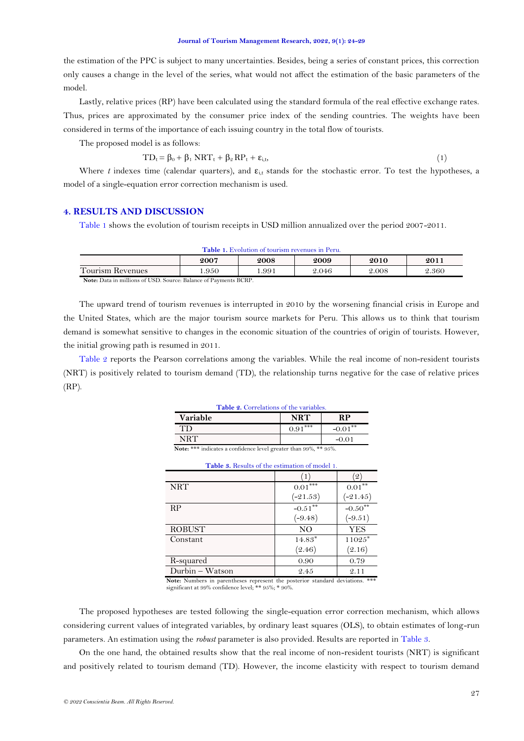the estimation of the PPC is subject to many uncertainties. Besides, being a series of constant prices, this correction only causes a change in the level of the series, what would not affect the estimation of the basic parameters of the model.

Lastly, relative prices (RP) have been calculated using the standard formula of the real effective exchange rates. Thus, prices are approximated by the consumer price index of the sending countries. The weights have been considered in terms of the importance of each issuing country in the total flow of tourists.

The proposed model is as follows:

$$TD_t = \beta_0 + \beta_1 \, NRT_t + \beta_2 \, RP_t + \varepsilon_{i,t}, \tag{1}$$

Where *t* indexes time (calendar quarters), and $\varepsilon_{i,t}$ stands for the stochastic error. To test the hypotheses, a model of a single-equation error correction mechanism is used.

## 4. RESULTS AND DISCUSSION

Table 1 shows the evolution of tourism receipts in USD million annualized over the period 2007-2011.

**Table 1.** Evolution of tourism revenues in Peru.

| | 2007 | 2008 | 2009 | 2010 | 2011 |
|---|---|---|---|---|---|
| Tourism Revenues | 1.950 | 1.991 | 2.046 | 2.008 | 2.360 |

**Note:** Data in millions of USD. Source: Balance of Payments BCRP.

The upward trend of tourism revenues is interrupted in 2010 by the worsening financial crisis in Europe and the United States, which are the major tourism source markets for Peru. This allows us to think that tourism demand is somewhat sensitive to changes in the economic situation of the countries of origin of tourists. However, the initial growing path is resumed in 2011.

Table 2 reports the Pearson correlations among the variables. While the real income of non-resident tourists (NRT) is positively related to tourism demand (TD), the relationship turns negative for the case of relative prices (RP).

**Table 2.** Correlations of the variables.

| Variable | NRT | RP |
|---|---|---|
| TD | 0.91*** | -0.01** |
| NRT | | -0.01 |

**Note:** *** indicates a confidence level greater than 99%, ** 95%.

**Table 3.** Results of the estimation of model 1.

| | (1) | (2) |
|---|---|---|
| NRT | 0.01***<br>(-21.53) | 0.01**<br>(-21.45) |
| RP | -0.51**<br>(-9.48) | -0.50**<br>(-9.51) |
| ROBUST | NO | YES |
| Constant | 14.83*<br>(2.46) | 11025*<br>(2.16) |
| R-squared | 0.90 | 0.79 |
| Durbin – Watson | 2.45 | 2.11 |

**Note:** Numbers in parentheses represent the posterior standard deviations. *** significant at 99% confidence level; ** 95%; * 90%.

The proposed hypotheses are tested following the single-equation error correction mechanism, which allows considering current values of integrated variables, by ordinary least squares (OLS), to obtain estimates of long-run parameters. An estimation using the *robust* parameter is also provided. Results are reported in Table 3.

On the one hand, the obtained results show that the real income of non-resident tourists (NRT) is significant and positively related to tourism demand (TD). However, the income elasticity with respect to tourism demand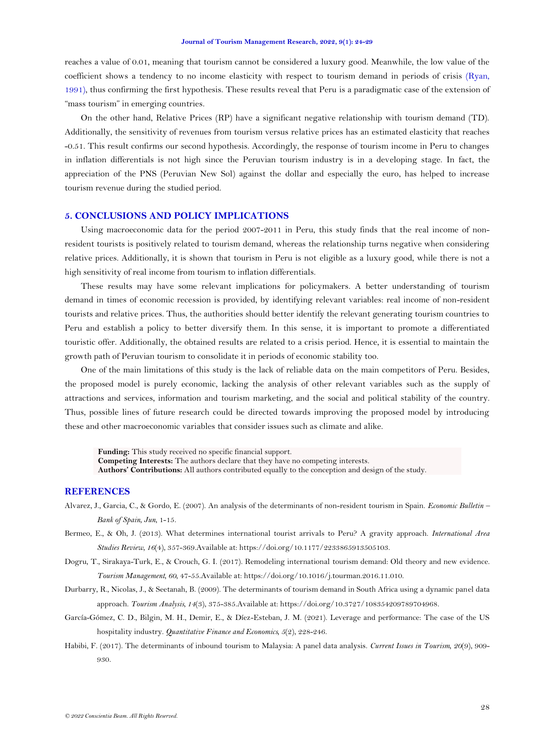reaches a value of 0.01, meaning that tourism cannot be considered a luxury good. Meanwhile, the low value of the coefficient shows a tendency to no income elasticity with respect to tourism demand in periods of crisis (Ryan, 1991), thus confirming the first hypothesis. These results reveal that Peru is a paradigmatic case of the extension of "mass tourism" in emerging countries.

On the other hand, Relative Prices (RP) have a significant negative relationship with tourism demand (TD). Additionally, the sensitivity of revenues from tourism versus relative prices has an estimated elasticity that reaches -0.51. This result confirms our second hypothesis. Accordingly, the response of tourism income in Peru to changes in inflation differentials is not high since the Peruvian tourism industry is in a developing stage. In fact, the appreciation of the PNS (Peruvian New Sol) against the dollar and especially the euro, has helped to increase tourism revenue during the studied period.

## 5. CONCLUSIONS AND POLICY IMPLICATIONS

Using macroeconomic data for the period 2007-2011 in Peru, this study finds that the real income of non-resident tourists is positively related to tourism demand, whereas the relationship turns negative when considering relative prices. Additionally, it is shown that tourism in Peru is not eligible as a luxury good, while there is not a high sensitivity of real income from tourism to inflation differentials.

These results may have some relevant implications for policymakers. A better understanding of tourism demand in times of economic recession is provided, by identifying relevant variables: real income of non-resident tourists and relative prices. Thus, the authorities should better identify the relevant generating tourism countries to Peru and establish a policy to better diversify them. In this sense, it is important to promote a differentiated touristic offer. Additionally, the obtained results are related to a crisis period. Hence, it is essential to maintain the growth path of Peruvian tourism to consolidate it in periods of economic stability too.

One of the main limitations of this study is the lack of reliable data on the main competitors of Peru. Besides, the proposed model is purely economic, lacking the analysis of other relevant variables such as the supply of attractions and services, information and tourism marketing, and the social and political stability of the country. Thus, possible lines of future research could be directed towards improving the proposed model by introducing these and other macroeconomic variables that consider issues such as climate and alike.

**Funding:** This study received no specific financial support.
**Competing Interests:** The authors declare that they have no competing interests.
**Authors' Contributions:** All authors contributed equally to the conception and design of the study.

## REFERENCES

Alvarez, J., Garcia, C., & Gordo, E. (2007). An analysis of the determinants of non-resident tourism in Spain. *Economic Bulletin – Bank of Spain, Jun*, 1-15.

Bermeo, E., & Oh, J. (2013). What determines international tourist arrivals to Peru? A gravity approach. *International Area Studies Review, 16*(4), 357-369.Available at: https://doi.org/10.1177/2233865913505103.

Dogru, T., Sirakaya-Turk, E., & Crouch, G. I. (2017). Remodeling international tourism demand: Old theory and new evidence. *Tourism Management, 60*, 47-55.Available at: https://doi.org/10.1016/j.tourman.2016.11.010.

Durbarry, R., Nicolas, J., & Seetanah, B. (2009). The determinants of tourism demand in South Africa using a dynamic panel data approach. *Tourism Analysis, 14*(3), 375-385.Available at: https://doi.org/10.3727/108354209789704968.

García-Gómez, C. D., Bilgin, M. H., Demir, E., & Díez-Esteban, J. M. (2021). Leverage and performance: The case of the US hospitality industry. *Quantitative Finance and Economics, 5*(2), 228-246.

Habibi, F. (2017). The determinants of inbound tourism to Malaysia: A panel data analysis. *Current Issues in Tourism, 20*(9), 909-930.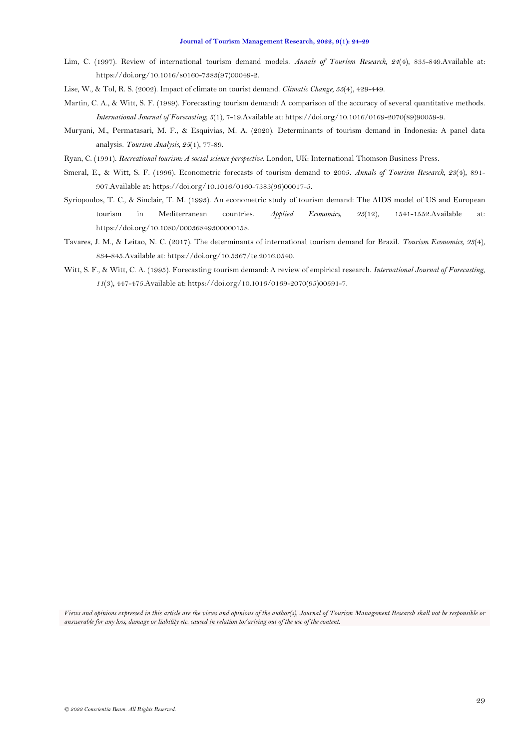Lim, C. (1997). Review of international tourism demand models. *Annals of Tourism Research, 24*(4), 835-849.Available at: https://doi.org/10.1016/s0160-7383(97)00049-2.

Lise, W., & Tol, R. S. (2002). Impact of climate on tourist demand. *Climatic Change, 55*(4), 429-449.

Martin, C. A., & Witt, S. F. (1989). Forecasting tourism demand: A comparison of the accuracy of several quantitative methods. *International Journal of Forecasting, 5*(1), 7-19.Available at: https://doi.org/10.1016/0169-2070(89)90059-9.

Muryani, M., Permatasari, M. F., & Esquivias, M. A. (2020). Determinants of tourism demand in Indonesia: A panel data analysis. *Tourism Analysis, 25*(1), 77-89.

Ryan, C. (1991). *Recreational tourism: A social science perspective*. London, UK: International Thomson Business Press.

Smeral, E., & Witt, S. F. (1996). Econometric forecasts of tourism demand to 2005. *Annals of Tourism Research, 23*(4), 891-907.Available at: https://doi.org/10.1016/0160-7383(96)00017-5.

Syriopoulos, T. C., & Sinclair, T. M. (1993). An econometric study of tourism demand: The AIDS model of US and European tourism in Mediterranean countries. *Applied Economics, 25*(12), 1541-1552.Available at: https://doi.org/10.1080/00036849300000158.

Tavares, J. M., & Leitao, N. C. (2017). The determinants of international tourism demand for Brazil. *Tourism Economics, 23*(4), 834-845.Available at: https://doi.org/10.5367/te.2016.0540.

Witt, S. F., & Witt, C. A. (1995). Forecasting tourism demand: A review of empirical research. *International Journal of Forecasting, 11*(3), 447-475.Available at: https://doi.org/10.1016/0169-2070(95)00591-7.

*Views and opinions expressed in this article are the views and opinions of the author(s), Journal of Tourism Management Research shall not be responsible or answerable for any loss, damage or liability etc. caused in relation to/arising out of the use of the content.*